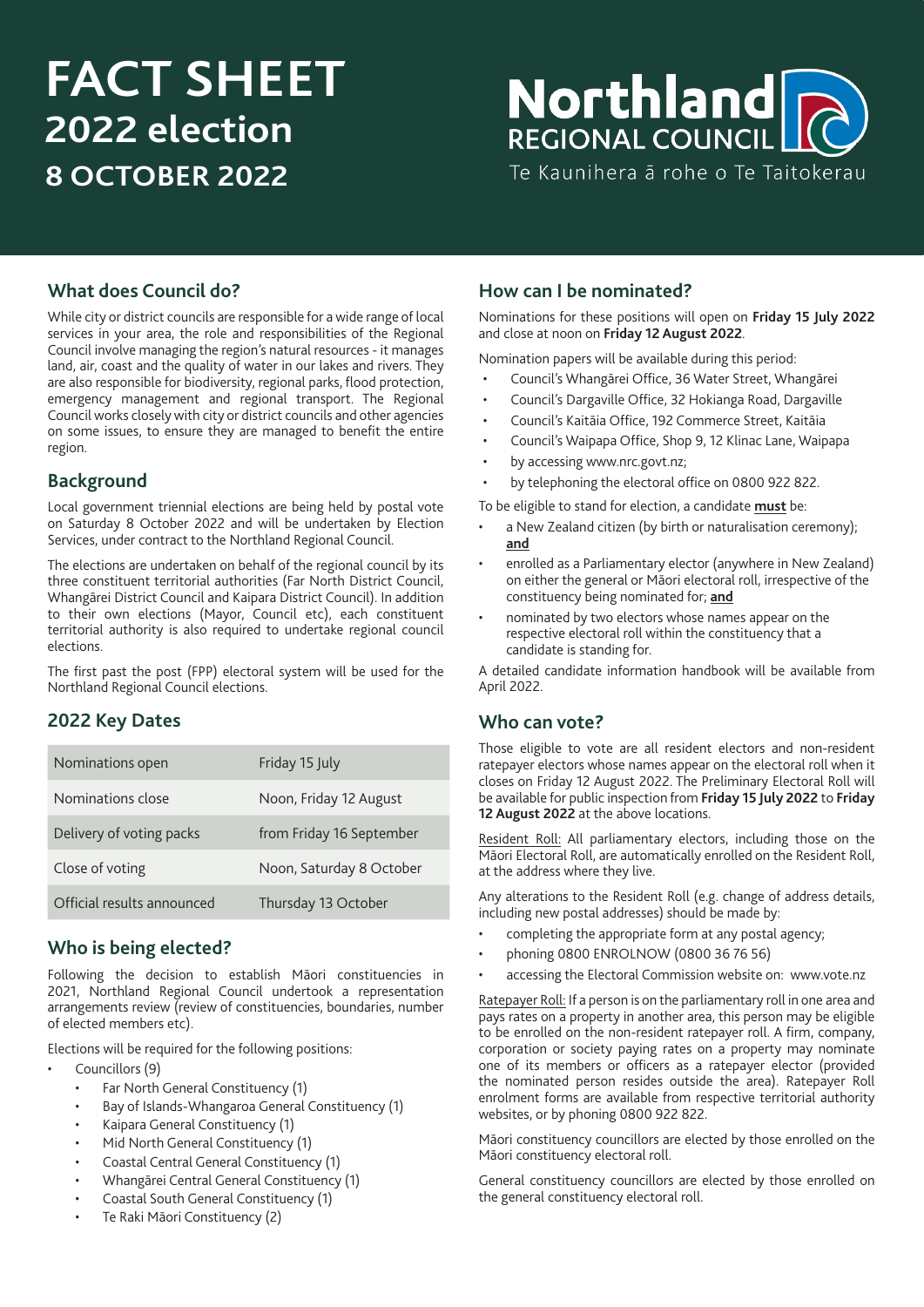# FACT SHEET
## 2022 election
## 8 OCTOBER 2022

Northland REGIONAL COUNCIL
Te Kaunihera ā rohe o Te Taitokerau

## What does Council do?

While city or district councils are responsible for a wide range of local services in your area, the role and responsibilities of the Regional Council involve managing the region's natural resources - it manages land, air, coast and the quality of water in our lakes and rivers. They are also responsible for biodiversity, regional parks, flood protection, emergency management and regional transport. The Regional Council works closely with city or district councils and other agencies on some issues, to ensure they are managed to benefit the entire region.

## Background

Local government triennial elections are being held by postal vote on Saturday 8 October 2022 and will be undertaken by Election Services, under contract to the Northland Regional Council.

The elections are undertaken on behalf of the regional council by its three constituent territorial authorities (Far North District Council, Whangārei District Council and Kaipara District Council). In addition to their own elections (Mayor, Council etc), each constituent territorial authority is also required to undertake regional council elections.

The first past the post (FPP) electoral system will be used for the Northland Regional Council elections.

## 2022 Key Dates

| | |
|---|---|
| Nominations open | Friday 15 July |
| Nominations close | Noon, Friday 12 August |
| Delivery of voting packs | from Friday 16 September |
| Close of voting | Noon, Saturday 8 October |
| Official results announced | Thursday 13 October |

## Who is being elected?

Following the decision to establish Māori constituencies in 2021, Northland Regional Council undertook a representation arrangements review (review of constituencies, boundaries, number of elected members etc).

Elections will be required for the following positions:

- Councillors (9)
    - Far North General Constituency (1)
    - Bay of Islands-Whangaroa General Constituency (1)
    - Kaipara General Constituency (1)
    - Mid North General Constituency (1)
    - Coastal Central General Constituency (1)
    - Whangārei Central General Constituency (1)
    - Coastal South General Constituency (1)
    - Te Raki Māori Constituency (2)

## How can I be nominated?

Nominations for these positions will open on **Friday 15 July 2022** and close at noon on **Friday 12 August 2022**.

Nomination papers will be available during this period:

- Council's Whangārei Office, 36 Water Street, Whangārei
- Council's Dargaville Office, 32 Hokianga Road, Dargaville
- Council's Kaitāia Office, 192 Commerce Street, Kaitāia
- Council's Waipapa Office, Shop 9, 12 Klinac Lane, Waipapa
- by accessing www.nrc.govt.nz;
- by telephoning the electoral office on 0800 922 822.

To be eligible to stand for election, a candidate **must** be:

- a New Zealand citizen (by birth or naturalisation ceremony); **and**
- enrolled as a Parliamentary elector (anywhere in New Zealand) on either the general or Māori electoral roll, irrespective of the constituency being nominated for; **and**
- nominated by two electors whose names appear on the respective electoral roll within the constituency that a candidate is standing for.

A detailed candidate information handbook will be available from April 2022.

## Who can vote?

Those eligible to vote are all resident electors and non-resident ratepayer electors whose names appear on the electoral roll when it closes on Friday 12 August 2022. The Preliminary Electoral Roll will be available for public inspection from **Friday 15 July 2022** to **Friday 12 August 2022** at the above locations.

Resident Roll: All parliamentary electors, including those on the Māori Electoral Roll, are automatically enrolled on the Resident Roll, at the address where they live.

Any alterations to the Resident Roll (e.g. change of address details, including new postal addresses) should be made by:

- completing the appropriate form at any postal agency;
- phoning 0800 ENROLNOW (0800 36 76 56)
- accessing the Electoral Commission website on: www.vote.nz

Ratepayer Roll: If a person is on the parliamentary roll in one area and pays rates on a property in another area, this person may be eligible to be enrolled on the non-resident ratepayer roll. A firm, company, corporation or society paying rates on a property may nominate one of its members or officers as a ratepayer elector (provided the nominated person resides outside the area). Ratepayer Roll enrolment forms are available from respective territorial authority websites, or by phoning 0800 922 822.

Māori constituency councillors are elected by those enrolled on the Māori constituency electoral roll.

General constituency councillors are elected by those enrolled on the general constituency electoral roll.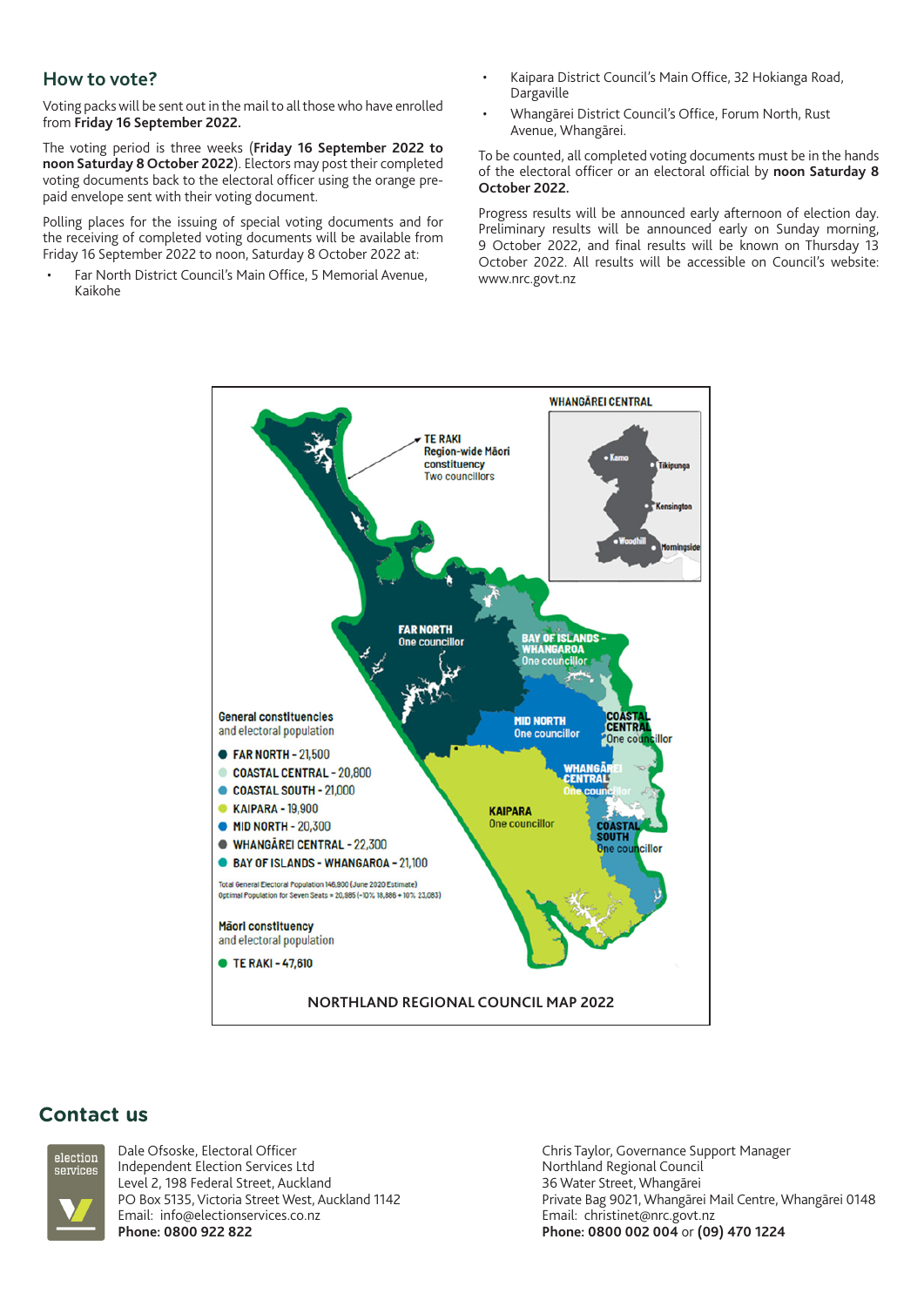## How to vote?

Voting packs will be sent out in the mail to all those who have enrolled from **Friday 16 September 2022.**

The voting period is three weeks (**Friday 16 September 2022 to noon Saturday 8 October 2022**). Electors may post their completed voting documents back to the electoral officer using the orange pre-paid envelope sent with their voting document.

Polling places for the issuing of special voting documents and for the receiving of completed voting documents will be available from Friday 16 September 2022 to noon, Saturday 8 October 2022 at:

- Far North District Council's Main Office, 5 Memorial Avenue, Kaikohe
- Kaipara District Council's Main Office, 32 Hokianga Road, Dargaville
- Whangārei District Council's Office, Forum North, Rust Avenue, Whangārei.

To be counted, all completed voting documents must be in the hands of the electoral officer or an electoral official by **noon Saturday 8 October 2022.**

Progress results will be announced early afternoon of election day. Preliminary results will be announced early on Sunday morning, 9 October 2022, and final results will be known on Thursday 13 October 2022. All results will be accessible on Council's website: www.nrc.govt.nz

WHANGĀREI CENTRAL

Kamo
Tikipunga
Kensington
Woodhill
Morningside

TE RAKI
Region-wide Māori constituency
Two councillors

FAR NORTH
One councillor

BAY OF ISLANDS - WHANGAROA
One councillor

MID NORTH
One councillor

COASTAL CENTRAL
One councillor

WHANGĀREI CENTRAL
One councillor

KAIPARA
One councillor

COASTAL SOUTH
One councillor

General constituencies
and electoral population

- FAR NORTH - 21,500
- COASTAL CENTRAL - 20,800
- COASTAL SOUTH - 21,000
- KAIPARA - 19,900
- MID NORTH - 20,300
- WHANGĀREI CENTRAL - 22,300
- BAY OF ISLANDS - WHANGAROA - 21,100

Total General Electoral Population 146,900 (June 2020 Estimate)
Optimal Population for Seven Seats = 20,985 (-10% 18,886 + 10% 23,083)

Māori constituency
and electoral population

- TE RAKI - 47,610

NORTHLAND REGIONAL COUNCIL MAP 2022

## Contact us

election services

Dale Ofsoske, Electoral Officer
Independent Election Services Ltd
Level 2, 198 Federal Street, Auckland
PO Box 5135, Victoria Street West, Auckland 1142
Email: info@electionservices.co.nz
**Phone: 0800 922 822**

Chris Taylor, Governance Support Manager
Northland Regional Council
36 Water Street, Whangārei
Private Bag 9021, Whangārei Mail Centre, Whangārei 0148
Email: christinet@nrc.govt.nz
**Phone: 0800 002 004** or **(09) 470 1224**